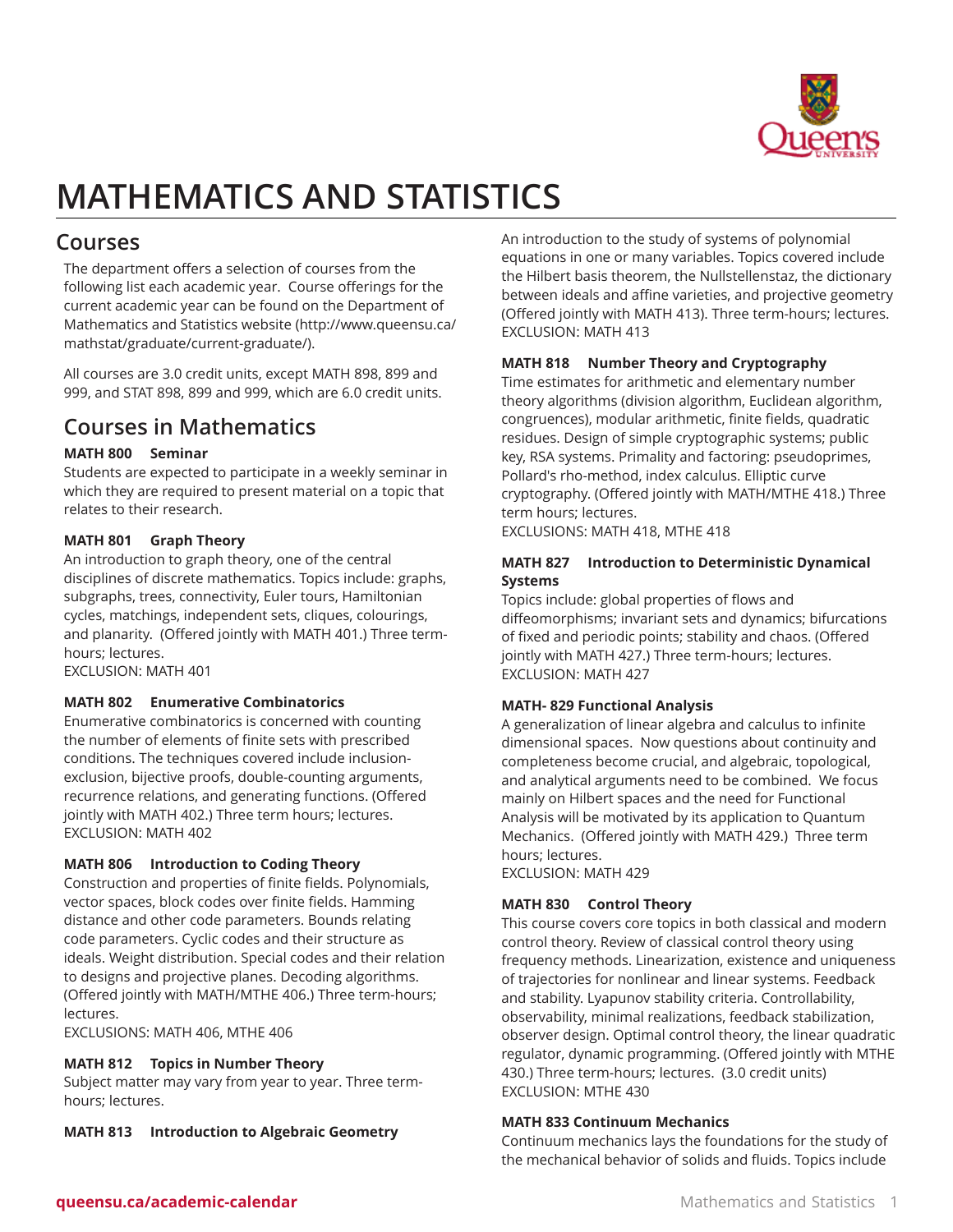# MATHEMATICS AND STATISTICS

## Courses

The department offers a selection of courses from the following list each academic year. Course offerings for the current academic year can be found on the Department of Mathematics and Statistics website (http://www.queensu.ca/mathstat/graduate/current-graduate/).

All courses are 3.0 credit units, except MATH 898, 899 and 999, and STAT 898, 899 and 999, which are 6.0 credit units.

## Courses in Mathematics

**MATH 800 Seminar**
Students are expected to participate in a weekly seminar in which they are required to present material on a topic that relates to their research.

**MATH 801 Graph Theory**
An introduction to graph theory, one of the central disciplines of discrete mathematics. Topics include: graphs, subgraphs, trees, connectivity, Euler tours, Hamiltonian cycles, matchings, independent sets, cliques, colourings, and planarity. (Offered jointly with MATH 401.) Three term-hours; lectures.
EXCLUSION: MATH 401

**MATH 802 Enumerative Combinatorics**
Enumerative combinatorics is concerned with counting the number of elements of finite sets with prescribed conditions. The techniques covered include inclusion-exclusion, bijective proofs, double-counting arguments, recurrence relations, and generating functions. (Offered jointly with MATH 402.) Three term hours; lectures.
EXCLUSION: MATH 402

**MATH 806 Introduction to Coding Theory**
Construction and properties of finite fields. Polynomials, vector spaces, block codes over finite fields. Hamming distance and other code parameters. Bounds relating code parameters. Cyclic codes and their structure as ideals. Weight distribution. Special codes and their relation to designs and projective planes. Decoding algorithms. (Offered jointly with MATH/MTHE 406.) Three term-hours; lectures.
EXCLUSIONS: MATH 406, MTHE 406

**MATH 812 Topics in Number Theory**
Subject matter may vary from year to year. Three term-hours; lectures.

**MATH 813 Introduction to Algebraic Geometry**
An introduction to the study of systems of polynomial equations in one or many variables. Topics covered include the Hilbert basis theorem, the Nullstellenstaz, the dictionary between ideals and affine varieties, and projective geometry (Offered jointly with MATH 413). Three term-hours; lectures.
EXCLUSION: MATH 413

**MATH 818 Number Theory and Cryptography**
Time estimates for arithmetic and elementary number theory algorithms (division algorithm, Euclidean algorithm, congruences), modular arithmetic, finite fields, quadratic residues. Design of simple cryptographic systems; public key, RSA systems. Primality and factoring: pseudoprimes, Pollard's rho-method, index calculus. Elliptic curve cryptography. (Offered jointly with MATH/MTHE 418.) Three term hours; lectures.
EXCLUSIONS: MATH 418, MTHE 418

**MATH 827 Introduction to Deterministic Dynamical Systems**
Topics include: global properties of flows and diffeomorphisms; invariant sets and dynamics; bifurcations of fixed and periodic points; stability and chaos. (Offered jointly with MATH 427.) Three term-hours; lectures.
EXCLUSION: MATH 427

**MATH- 829 Functional Analysis**
A generalization of linear algebra and calculus to infinite dimensional spaces. Now questions about continuity and completeness become crucial, and algebraic, topological, and analytical arguments need to be combined. We focus mainly on Hilbert spaces and the need for Functional Analysis will be motivated by its application to Quantum Mechanics. (Offered jointly with MATH 429.) Three term hours; lectures.
EXCLUSION: MATH 429

**MATH 830 Control Theory**
This course covers core topics in both classical and modern control theory. Review of classical control theory using frequency methods. Linearization, existence and uniqueness of trajectories for nonlinear and linear systems. Feedback and stability. Lyapunov stability criteria. Controllability, observability, minimal realizations, feedback stabilization, observer design. Optimal control theory, the linear quadratic regulator, dynamic programming. (Offered jointly with MTHE 430.) Three term-hours; lectures. (3.0 credit units)
EXCLUSION: MTHE 430

**MATH 833 Continuum Mechanics**
Continuum mechanics lays the foundations for the study of the mechanical behavior of solids and fluids. Topics include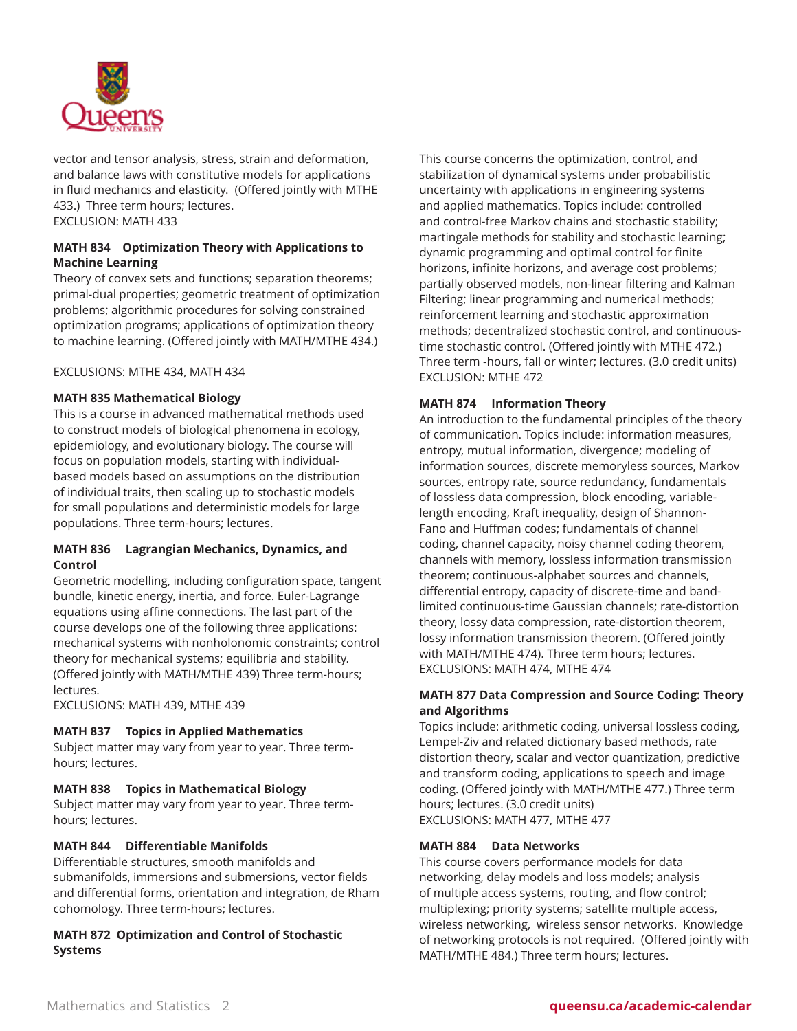vector and tensor analysis, stress, strain and deformation, and balance laws with constitutive models for applications in fluid mechanics and elasticity. (Offered jointly with MTHE 433.) Three term hours; lectures.
EXCLUSION: MATH 433

**MATH 834 Optimization Theory with Applications to Machine Learning**
Theory of convex sets and functions; separation theorems; primal-dual properties; geometric treatment of optimization problems; algorithmic procedures for solving constrained optimization programs; applications of optimization theory to machine learning. (Offered jointly with MATH/MTHE 434.)

EXCLUSIONS: MTHE 434, MATH 434

**MATH 835 Mathematical Biology**
This is a course in advanced mathematical methods used to construct models of biological phenomena in ecology, epidemiology, and evolutionary biology. The course will focus on population models, starting with individual-based models based on assumptions on the distribution of individual traits, then scaling up to stochastic models for small populations and deterministic models for large populations. Three term-hours; lectures.

**MATH 836 Lagrangian Mechanics, Dynamics, and Control**
Geometric modelling, including configuration space, tangent bundle, kinetic energy, inertia, and force. Euler-Lagrange equations using affine connections. The last part of the course develops one of the following three applications: mechanical systems with nonholonomic constraints; control theory for mechanical systems; equilibria and stability. (Offered jointly with MATH/MTHE 439) Three term-hours; lectures.
EXCLUSIONS: MATH 439, MTHE 439

**MATH 837 Topics in Applied Mathematics**
Subject matter may vary from year to year. Three term-hours; lectures.

**MATH 838 Topics in Mathematical Biology**
Subject matter may vary from year to year. Three term-hours; lectures.

**MATH 844 Differentiable Manifolds**
Differentiable structures, smooth manifolds and submanifolds, immersions and submersions, vector fields and differential forms, orientation and integration, de Rham cohomology. Three term-hours; lectures.

**MATH 872 Optimization and Control of Stochastic Systems**
This course concerns the optimization, control, and stabilization of dynamical systems under probabilistic uncertainty with applications in engineering systems and applied mathematics. Topics include: controlled and control-free Markov chains and stochastic stability; martingale methods for stability and stochastic learning; dynamic programming and optimal control for finite horizons, infinite horizons, and average cost problems; partially observed models, non-linear filtering and Kalman Filtering; linear programming and numerical methods; reinforcement learning and stochastic approximation methods; decentralized stochastic control, and continuous-time stochastic control. (Offered jointly with MTHE 472.) Three term -hours, fall or winter; lectures. (3.0 credit units)
EXCLUSION: MTHE 472

**MATH 874 Information Theory**
An introduction to the fundamental principles of the theory of communication. Topics include: information measures, entropy, mutual information, divergence; modeling of information sources, discrete memoryless sources, Markov sources, entropy rate, source redundancy, fundamentals of lossless data compression, block encoding, variable-length encoding, Kraft inequality, design of Shannon-Fano and Huffman codes; fundamentals of channel coding, channel capacity, noisy channel coding theorem, channels with memory, lossless information transmission theorem; continuous-alphabet sources and channels, differential entropy, capacity of discrete-time and band-limited continuous-time Gaussian channels; rate-distortion theory, lossy data compression, rate-distortion theorem, lossy information transmission theorem. (Offered jointly with MATH/MTHE 474). Three term hours; lectures.
EXCLUSIONS: MATH 474, MTHE 474

**MATH 877 Data Compression and Source Coding: Theory and Algorithms**
Topics include: arithmetic coding, universal lossless coding, Lempel-Ziv and related dictionary based methods, rate distortion theory, scalar and vector quantization, predictive and transform coding, applications to speech and image coding. (Offered jointly with MATH/MTHE 477.) Three term hours; lectures. (3.0 credit units)
EXCLUSIONS: MATH 477, MTHE 477

**MATH 884 Data Networks**
This course covers performance models for data networking, delay models and loss models; analysis of multiple access systems, routing, and flow control; multiplexing; priority systems; satellite multiple access, wireless networking, wireless sensor networks. Knowledge of networking protocols is not required. (Offered jointly with MATH/MTHE 484.) Three term hours; lectures.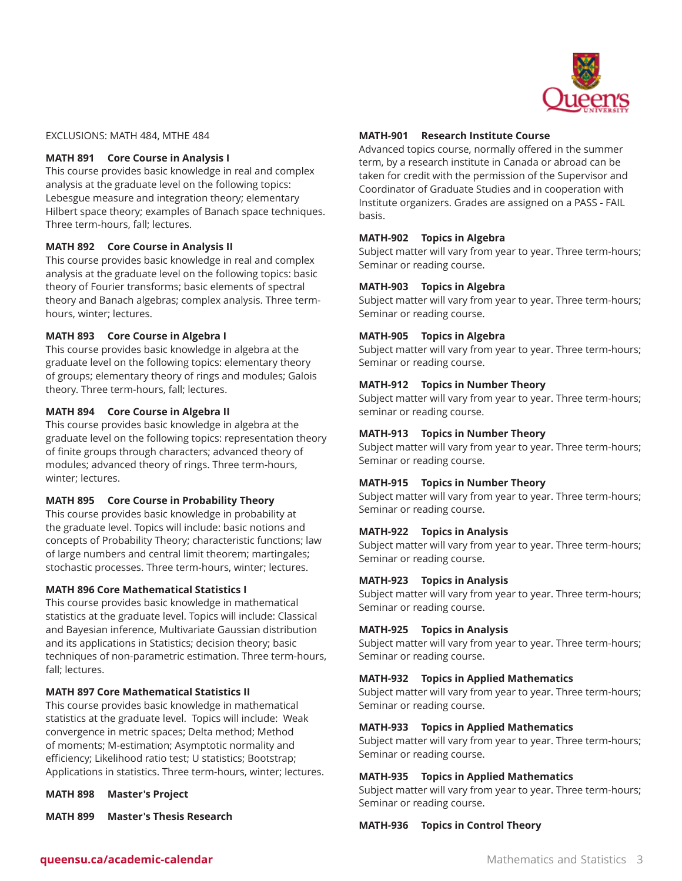EXCLUSIONS: MATH 484, MTHE 484

**MATH 891 Core Course in Analysis I**

This course provides basic knowledge in real and complex analysis at the graduate level on the following topics: Lebesgue measure and integration theory; elementary Hilbert space theory; examples of Banach space techniques. Three term-hours, fall; lectures.

**MATH 892 Core Course in Analysis II**

This course provides basic knowledge in real and complex analysis at the graduate level on the following topics: basic theory of Fourier transforms; basic elements of spectral theory and Banach algebras; complex analysis. Three term-hours, winter; lectures.

**MATH 893 Core Course in Algebra I**

This course provides basic knowledge in algebra at the graduate level on the following topics: elementary theory of groups; elementary theory of rings and modules; Galois theory. Three term-hours, fall; lectures.

**MATH 894 Core Course in Algebra II**

This course provides basic knowledge in algebra at the graduate level on the following topics: representation theory of finite groups through characters; advanced theory of modules; advanced theory of rings. Three term-hours, winter; lectures.

**MATH 895 Core Course in Probability Theory**

This course provides basic knowledge in probability at the graduate level. Topics will include: basic notions and concepts of Probability Theory; characteristic functions; law of large numbers and central limit theorem; martingales; stochastic processes. Three term-hours, winter; lectures.

**MATH 896 Core Mathematical Statistics I**

This course provides basic knowledge in mathematical statistics at the graduate level. Topics will include: Classical and Bayesian inference, Multivariate Gaussian distribution and its applications in Statistics; decision theory; basic techniques of non-parametric estimation. Three term-hours, fall; lectures.

**MATH 897 Core Mathematical Statistics II**

This course provides basic knowledge in mathematical statistics at the graduate level. Topics will include: Weak convergence in metric spaces; Delta method; Method of moments; M-estimation; Asymptotic normality and efficiency; Likelihood ratio test; U statistics; Bootstrap; Applications in statistics. Three term-hours, winter; lectures.

**MATH 898 Master's Project**

**MATH 899 Master's Thesis Research**

**MATH-901 Research Institute Course**

Advanced topics course, normally offered in the summer term, by a research institute in Canada or abroad can be taken for credit with the permission of the Supervisor and Coordinator of Graduate Studies and in cooperation with Institute organizers. Grades are assigned on a PASS - FAIL basis.

**MATH-902 Topics in Algebra**

Subject matter will vary from year to year. Three term-hours; Seminar or reading course.

**MATH-903 Topics in Algebra**

Subject matter will vary from year to year. Three term-hours; Seminar or reading course.

**MATH-905 Topics in Algebra**

Subject matter will vary from year to year. Three term-hours; Seminar or reading course.

**MATH-912 Topics in Number Theory**

Subject matter will vary from year to year. Three term-hours; seminar or reading course.

**MATH-913 Topics in Number Theory**

Subject matter will vary from year to year. Three term-hours; Seminar or reading course.

**MATH-915 Topics in Number Theory**

Subject matter will vary from year to year. Three term-hours; Seminar or reading course.

**MATH-922 Topics in Analysis**

Subject matter will vary from year to year. Three term-hours; Seminar or reading course.

**MATH-923 Topics in Analysis**

Subject matter will vary from year to year. Three term-hours; Seminar or reading course.

**MATH-925 Topics in Analysis**

Subject matter will vary from year to year. Three term-hours; Seminar or reading course.

**MATH-932 Topics in Applied Mathematics**

Subject matter will vary from year to year. Three term-hours; Seminar or reading course.

**MATH-933 Topics in Applied Mathematics**

Subject matter will vary from year to year. Three term-hours; Seminar or reading course.

**MATH-935 Topics in Applied Mathematics**

Subject matter will vary from year to year. Three term-hours; Seminar or reading course.

**MATH-936 Topics in Control Theory**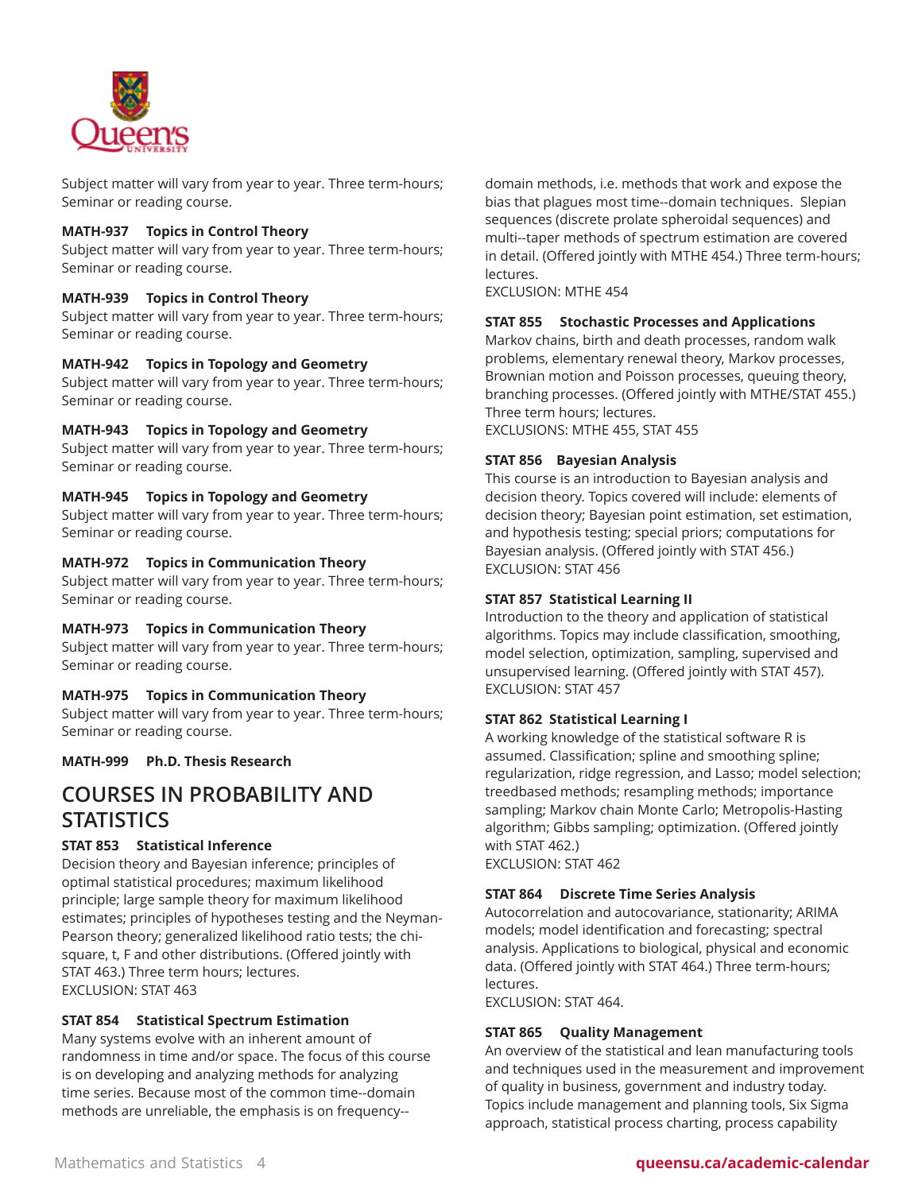Subject matter will vary from year to year. Three term-hours; Seminar or reading course.

**MATH-937 Topics in Control Theory**
Subject matter will vary from year to year. Three term-hours; Seminar or reading course.

**MATH-939 Topics in Control Theory**
Subject matter will vary from year to year. Three term-hours; Seminar or reading course.

**MATH-942 Topics in Topology and Geometry**
Subject matter will vary from year to year. Three term-hours; Seminar or reading course.

**MATH-943 Topics in Topology and Geometry**
Subject matter will vary from year to year. Three term-hours; Seminar or reading course.

**MATH-945 Topics in Topology and Geometry**
Subject matter will vary from year to year. Three term-hours; Seminar or reading course.

**MATH-972 Topics in Communication Theory**
Subject matter will vary from year to year. Three term-hours; Seminar or reading course.

**MATH-973 Topics in Communication Theory**
Subject matter will vary from year to year. Three term-hours; Seminar or reading course.

**MATH-975 Topics in Communication Theory**
Subject matter will vary from year to year. Three term-hours; Seminar or reading course.

**MATH-999 Ph.D. Thesis Research**

## COURSES IN PROBABILITY AND STATISTICS

**STAT 853 Statistical Inference**
Decision theory and Bayesian inference; principles of optimal statistical procedures; maximum likelihood principle; large sample theory for maximum likelihood estimates; principles of hypotheses testing and the Neyman-Pearson theory; generalized likelihood ratio tests; the chi-square, t, F and other distributions. (Offered jointly with STAT 463.) Three term hours; lectures.
EXCLUSION: STAT 463

**STAT 854 Statistical Spectrum Estimation**
Many systems evolve with an inherent amount of randomness in time and/or space. The focus of this course is on developing and analyzing methods for analyzing time series. Because most of the common time--domain methods are unreliable, the emphasis is on frequency--domain methods, i.e. methods that work and expose the bias that plagues most time--domain techniques. Slepian sequences (discrete prolate spheroidal sequences) and multi--taper methods of spectrum estimation are covered in detail. (Offered jointly with MTHE 454.) Three term-hours; lectures.
EXCLUSION: MTHE 454

**STAT 855 Stochastic Processes and Applications**
Markov chains, birth and death processes, random walk problems, elementary renewal theory, Markov processes, Brownian motion and Poisson processes, queuing theory, branching processes. (Offered jointly with MTHE/STAT 455.) Three term hours; lectures.
EXCLUSIONS: MTHE 455, STAT 455

**STAT 856 Bayesian Analysis**
This course is an introduction to Bayesian analysis and decision theory. Topics covered will include: elements of decision theory; Bayesian point estimation, set estimation, and hypothesis testing; special priors; computations for Bayesian analysis. (Offered jointly with STAT 456.)
EXCLUSION: STAT 456

**STAT 857 Statistical Learning II**
Introduction to the theory and application of statistical algorithms. Topics may include classification, smoothing, model selection, optimization, sampling, supervised and unsupervised learning. (Offered jointly with STAT 457).
EXCLUSION: STAT 457

**STAT 862 Statistical Learning I**
A working knowledge of the statistical software R is assumed. Classification; spline and smoothing spline; regularization, ridge regression, and Lasso; model selection; treedbased methods; resampling methods; importance sampling; Markov chain Monte Carlo; Metropolis-Hasting algorithm; Gibbs sampling; optimization. (Offered jointly with STAT 462.)
EXCLUSION: STAT 462

**STAT 864 Discrete Time Series Analysis**
Autocorrelation and autocovariance, stationarity; ARIMA models; model identification and forecasting; spectral analysis. Applications to biological, physical and economic data. (Offered jointly with STAT 464.) Three term-hours; lectures.
EXCLUSION: STAT 464.

**STAT 865 Quality Management**
An overview of the statistical and lean manufacturing tools and techniques used in the measurement and improvement of quality in business, government and industry today. Topics include management and planning tools, Six Sigma approach, statistical process charting, process capability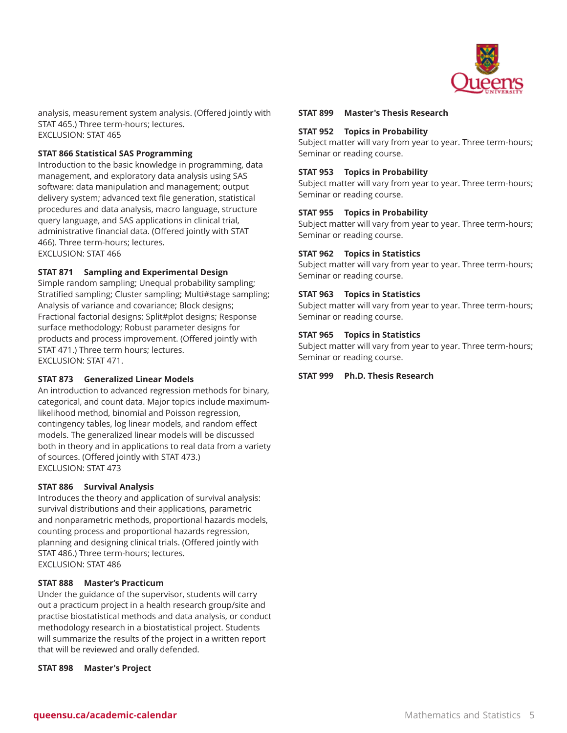analysis, measurement system analysis. (Offered jointly with STAT 465.) Three term-hours; lectures.
EXCLUSION: STAT 465

**STAT 866 Statistical SAS Programming**
Introduction to the basic knowledge in programming, data management, and exploratory data analysis using SAS software: data manipulation and management; output delivery system; advanced text file generation, statistical procedures and data analysis, macro language, structure query language, and SAS applications in clinical trial, administrative financial data. (Offered jointly with STAT 466). Three term-hours; lectures.
EXCLUSION: STAT 466

**STAT 871 Sampling and Experimental Design**
Simple random sampling; Unequal probability sampling; Stratified sampling; Cluster sampling; Multi#stage sampling; Analysis of variance and covariance; Block designs; Fractional factorial designs; Split#plot designs; Response surface methodology; Robust parameter designs for products and process improvement. (Offered jointly with STAT 471.) Three term hours; lectures.
EXCLUSION: STAT 471.

**STAT 873 Generalized Linear Models**
An introduction to advanced regression methods for binary, categorical, and count data. Major topics include maximum-likelihood method, binomial and Poisson regression, contingency tables, log linear models, and random effect models. The generalized linear models will be discussed both in theory and in applications to real data from a variety of sources. (Offered jointly with STAT 473.)
EXCLUSION: STAT 473

**STAT 886 Survival Analysis**
Introduces the theory and application of survival analysis: survival distributions and their applications, parametric and nonparametric methods, proportional hazards models, counting process and proportional hazards regression, planning and designing clinical trials. (Offered jointly with STAT 486.) Three term-hours; lectures.
EXCLUSION: STAT 486

**STAT 888 Master's Practicum**
Under the guidance of the supervisor, students will carry out a practicum project in a health research group/site and practise biostatistical methods and data analysis, or conduct methodology research in a biostatistical project. Students will summarize the results of the project in a written report that will be reviewed and orally defended.

**STAT 898 Master's Project**

**STAT 899 Master's Thesis Research**

**STAT 952 Topics in Probability**
Subject matter will vary from year to year. Three term-hours; Seminar or reading course.

**STAT 953 Topics in Probability**
Subject matter will vary from year to year. Three term-hours; Seminar or reading course.

**STAT 955 Topics in Probability**
Subject matter will vary from year to year. Three term-hours; Seminar or reading course.

**STAT 962 Topics in Statistics**
Subject matter will vary from year to year. Three term-hours; Seminar or reading course.

**STAT 963 Topics in Statistics**
Subject matter will vary from year to year. Three term-hours; Seminar or reading course.

**STAT 965 Topics in Statistics**
Subject matter will vary from year to year. Three term-hours; Seminar or reading course.

**STAT 999 Ph.D. Thesis Research**